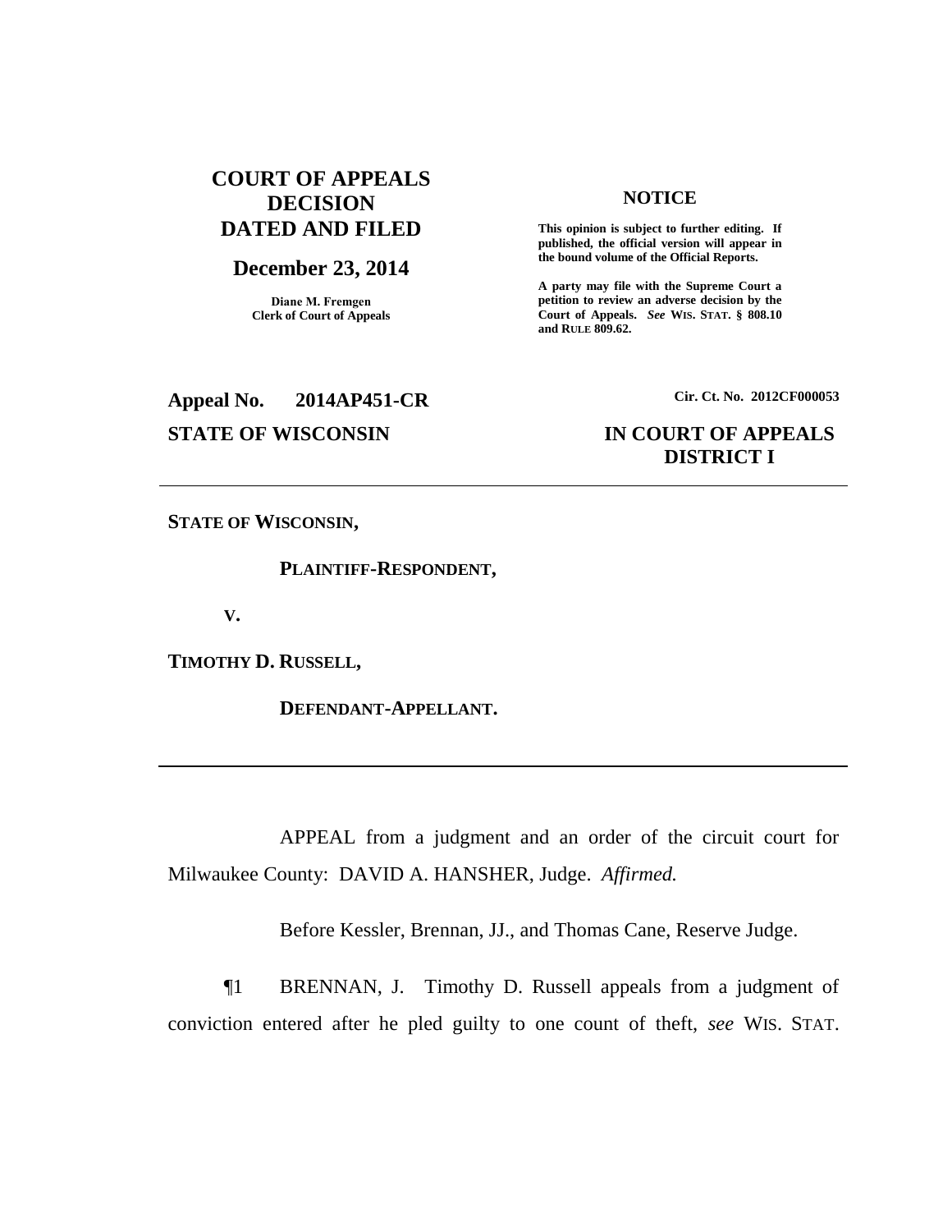**COURT OF APPEALS DECISION DATED AND FILED**

**December 23, 2014**

**Diane M. Fremgen**
**Clerk of Court of Appeals**

**NOTICE**

**This opinion is subject to further editing. If published, the official version will appear in the bound volume of the Official Reports.**

**A party may file with the Supreme Court a petition to review an adverse decision by the Court of Appeals.** ***See*** **WIS. STAT. § 808.10 and RULE 809.62.**

**Appeal No. 2014AP451-CR**

**Cir. Ct. No. 2012CF000053**

**STATE OF WISCONSIN**

**IN COURT OF APPEALS**
**DISTRICT I**

---

**STATE OF WISCONSIN,**

**PLAINTIFF-RESPONDENT,**

**V.**

**TIMOTHY D. RUSSELL,**

**DEFENDANT-APPELLANT.**

---

APPEAL from a judgment and an order of the circuit court for Milwaukee County: DAVID A. HANSHER, Judge. *Affirmed.*

Before Kessler, Brennan, JJ., and Thomas Cane, Reserve Judge.

¶1 BRENNAN, J. Timothy D. Russell appeals from a judgment of conviction entered after he pled guilty to one count of theft, *see* WIS. STAT.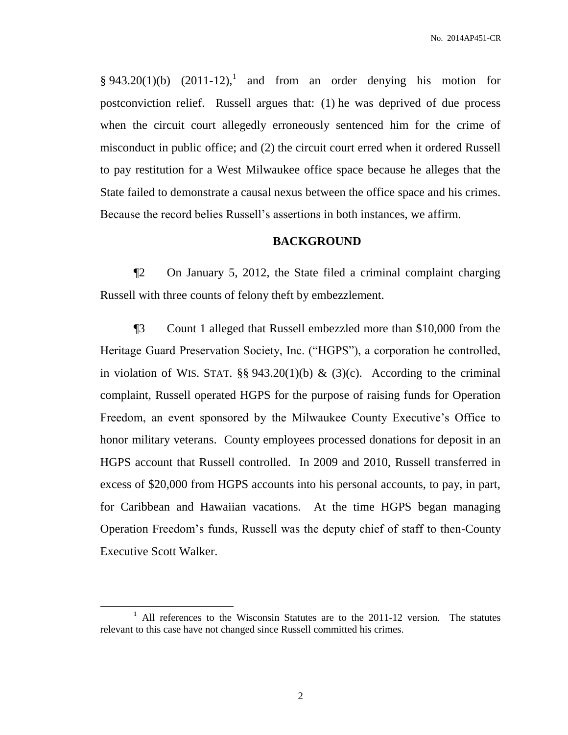§ 943.20(1)(b) (2011-12),[1] and from an order denying his motion for postconviction relief. Russell argues that: (1) he was deprived of due process when the circuit court allegedly erroneously sentenced him for the crime of misconduct in public office; and (2) the circuit court erred when it ordered Russell to pay restitution for a West Milwaukee office space because he alleges that the State failed to demonstrate a causal nexus between the office space and his crimes. Because the record belies Russell's assertions in both instances, we affirm.

## BACKGROUND

¶2 On January 5, 2012, the State filed a criminal complaint charging Russell with three counts of felony theft by embezzlement.

¶3 Count 1 alleged that Russell embezzled more than $10,000 from the Heritage Guard Preservation Society, Inc. ("HGPS"), a corporation he controlled, in violation of WIS. STAT. §§ 943.20(1)(b) & (3)(c). According to the criminal complaint, Russell operated HGPS for the purpose of raising funds for Operation Freedom, an event sponsored by the Milwaukee County Executive's Office to honor military veterans. County employees processed donations for deposit in an HGPS account that Russell controlled. In 2009 and 2010, Russell transferred in excess of $20,000 from HGPS accounts into his personal accounts, to pay, in part, for Caribbean and Hawaiian vacations. At the time HGPS began managing Operation Freedom's funds, Russell was the deputy chief of staff to then-County Executive Scott Walker.

[1] All references to the Wisconsin Statutes are to the 2011-12 version. The statutes relevant to this case have not changed since Russell committed his crimes.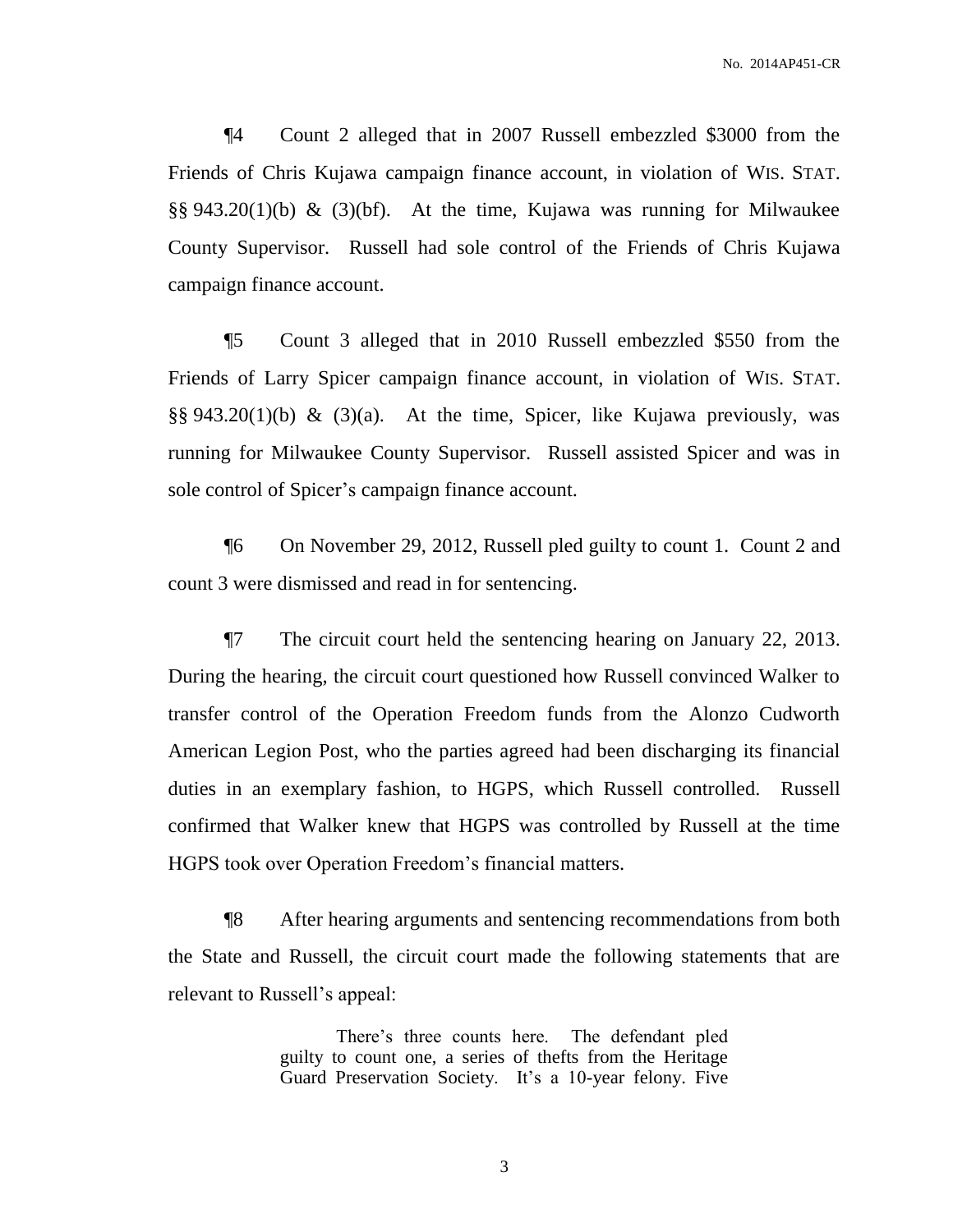¶4 Count 2 alleged that in 2007 Russell embezzled $3000 from the Friends of Chris Kujawa campaign finance account, in violation of WIS. STAT. §§ 943.20(1)(b) & (3)(bf). At the time, Kujawa was running for Milwaukee County Supervisor. Russell had sole control of the Friends of Chris Kujawa campaign finance account.

¶5 Count 3 alleged that in 2010 Russell embezzled $550 from the Friends of Larry Spicer campaign finance account, in violation of WIS. STAT. §§ 943.20(1)(b) & (3)(a). At the time, Spicer, like Kujawa previously, was running for Milwaukee County Supervisor. Russell assisted Spicer and was in sole control of Spicer's campaign finance account.

¶6 On November 29, 2012, Russell pled guilty to count 1. Count 2 and count 3 were dismissed and read in for sentencing.

¶7 The circuit court held the sentencing hearing on January 22, 2013. During the hearing, the circuit court questioned how Russell convinced Walker to transfer control of the Operation Freedom funds from the Alonzo Cudworth American Legion Post, who the parties agreed had been discharging its financial duties in an exemplary fashion, to HGPS, which Russell controlled. Russell confirmed that Walker knew that HGPS was controlled by Russell at the time HGPS took over Operation Freedom's financial matters.

¶8 After hearing arguments and sentencing recommendations from both the State and Russell, the circuit court made the following statements that are relevant to Russell's appeal:

> There's three counts here. The defendant pled guilty to count one, a series of thefts from the Heritage Guard Preservation Society. It's a 10-year felony. Five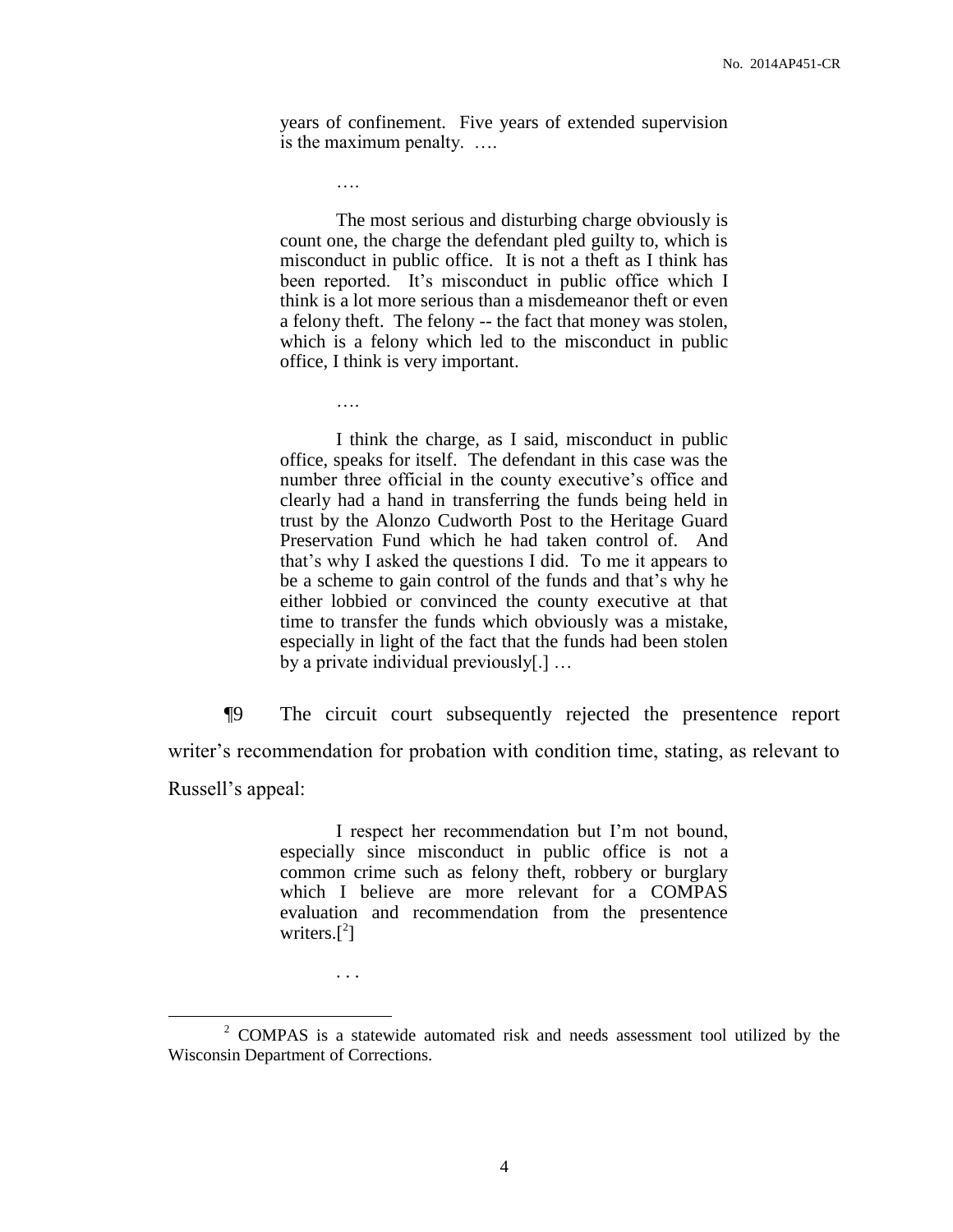> years of confinement. Five years of extended supervision is the maximum penalty. ….
>
> ….
>
> The most serious and disturbing charge obviously is count one, the charge the defendant pled guilty to, which is misconduct in public office. It is not a theft as I think has been reported. It's misconduct in public office which I think is a lot more serious than a misdemeanor theft or even a felony theft. The felony -- the fact that money was stolen, which is a felony which led to the misconduct in public office, I think is very important.
>
> ….
>
> I think the charge, as I said, misconduct in public office, speaks for itself. The defendant in this case was the number three official in the county executive's office and clearly had a hand in transferring the funds being held in trust by the Alonzo Cudworth Post to the Heritage Guard Preservation Fund which he had taken control of. And that's why I asked the questions I did. To me it appears to be a scheme to gain control of the funds and that's why he either lobbied or convinced the county executive at that time to transfer the funds which obviously was a mistake, especially in light of the fact that the funds had been stolen by a private individual previously[.] …

¶9 The circuit court subsequently rejected the presentence report writer's recommendation for probation with condition time, stating, as relevant to Russell's appeal:

> I respect her recommendation but I'm not bound, especially since misconduct in public office is not a common crime such as felony theft, robbery or burglary which I believe are more relevant for a COMPAS evaluation and recommendation from the presentence writers.[2]
>
> . . .

[2] COMPAS is a statewide automated risk and needs assessment tool utilized by the Wisconsin Department of Corrections.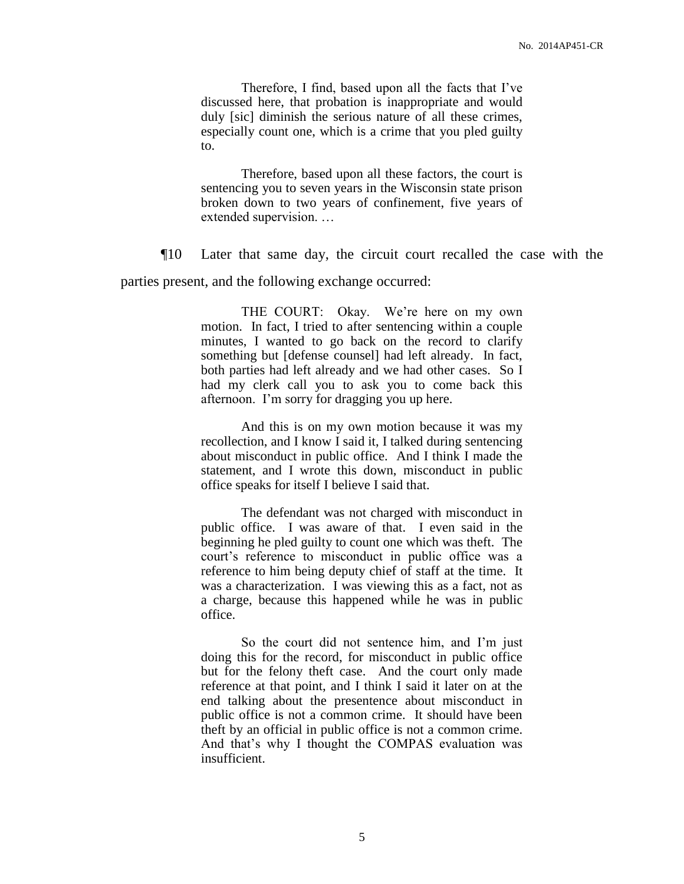> Therefore, I find, based upon all the facts that I've discussed here, that probation is inappropriate and would duly [sic] diminish the serious nature of all these crimes, especially count one, which is a crime that you pled guilty to.
>
> Therefore, based upon all these factors, the court is sentencing you to seven years in the Wisconsin state prison broken down to two years of confinement, five years of extended supervision. …

¶10 Later that same day, the circuit court recalled the case with the parties present, and the following exchange occurred:

> THE COURT: Okay. We're here on my own motion. In fact, I tried to after sentencing within a couple minutes, I wanted to go back on the record to clarify something but [defense counsel] had left already. In fact, both parties had left already and we had other cases. So I had my clerk call you to ask you to come back this afternoon. I'm sorry for dragging you up here.
>
> And this is on my own motion because it was my recollection, and I know I said it, I talked during sentencing about misconduct in public office. And I think I made the statement, and I wrote this down, misconduct in public office speaks for itself I believe I said that.
>
> The defendant was not charged with misconduct in public office. I was aware of that. I even said in the beginning he pled guilty to count one which was theft. The court's reference to misconduct in public office was a reference to him being deputy chief of staff at the time. It was a characterization. I was viewing this as a fact, not as a charge, because this happened while he was in public office.
>
> So the court did not sentence him, and I'm just doing this for the record, for misconduct in public office but for the felony theft case. And the court only made reference at that point, and I think I said it later on at the end talking about the presentence about misconduct in public office is not a common crime. It should have been theft by an official in public office is not a common crime. And that's why I thought the COMPAS evaluation was insufficient.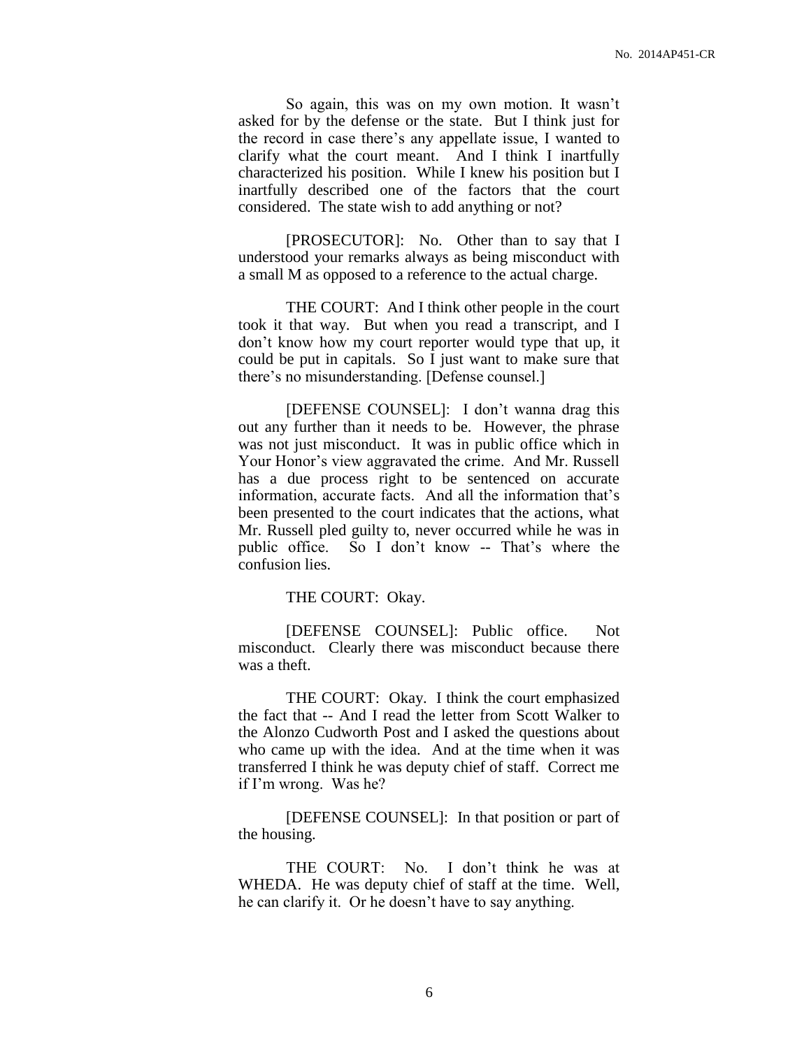So again, this was on my own motion. It wasn't asked for by the defense or the state. But I think just for the record in case there's any appellate issue, I wanted to clarify what the court meant. And I think I inartfully characterized his position. While I knew his position but I inartfully described one of the factors that the court considered. The state wish to add anything or not?

[PROSECUTOR]: No. Other than to say that I understood your remarks always as being misconduct with a small M as opposed to a reference to the actual charge.

THE COURT: And I think other people in the court took it that way. But when you read a transcript, and I don't know how my court reporter would type that up, it could be put in capitals. So I just want to make sure that there's no misunderstanding. [Defense counsel.]

[DEFENSE COUNSEL]: I don't wanna drag this out any further than it needs to be. However, the phrase was not just misconduct. It was in public office which in Your Honor's view aggravated the crime. And Mr. Russell has a due process right to be sentenced on accurate information, accurate facts. And all the information that's been presented to the court indicates that the actions, what Mr. Russell pled guilty to, never occurred while he was in public office. So I don't know -- That's where the confusion lies.

THE COURT: Okay.

[DEFENSE COUNSEL]: Public office. Not misconduct. Clearly there was misconduct because there was a theft.

THE COURT: Okay. I think the court emphasized the fact that -- And I read the letter from Scott Walker to the Alonzo Cudworth Post and I asked the questions about who came up with the idea. And at the time when it was transferred I think he was deputy chief of staff. Correct me if I'm wrong. Was he?

[DEFENSE COUNSEL]: In that position or part of the housing.

THE COURT: No. I don't think he was at WHEDA. He was deputy chief of staff at the time. Well, he can clarify it. Or he doesn't have to say anything.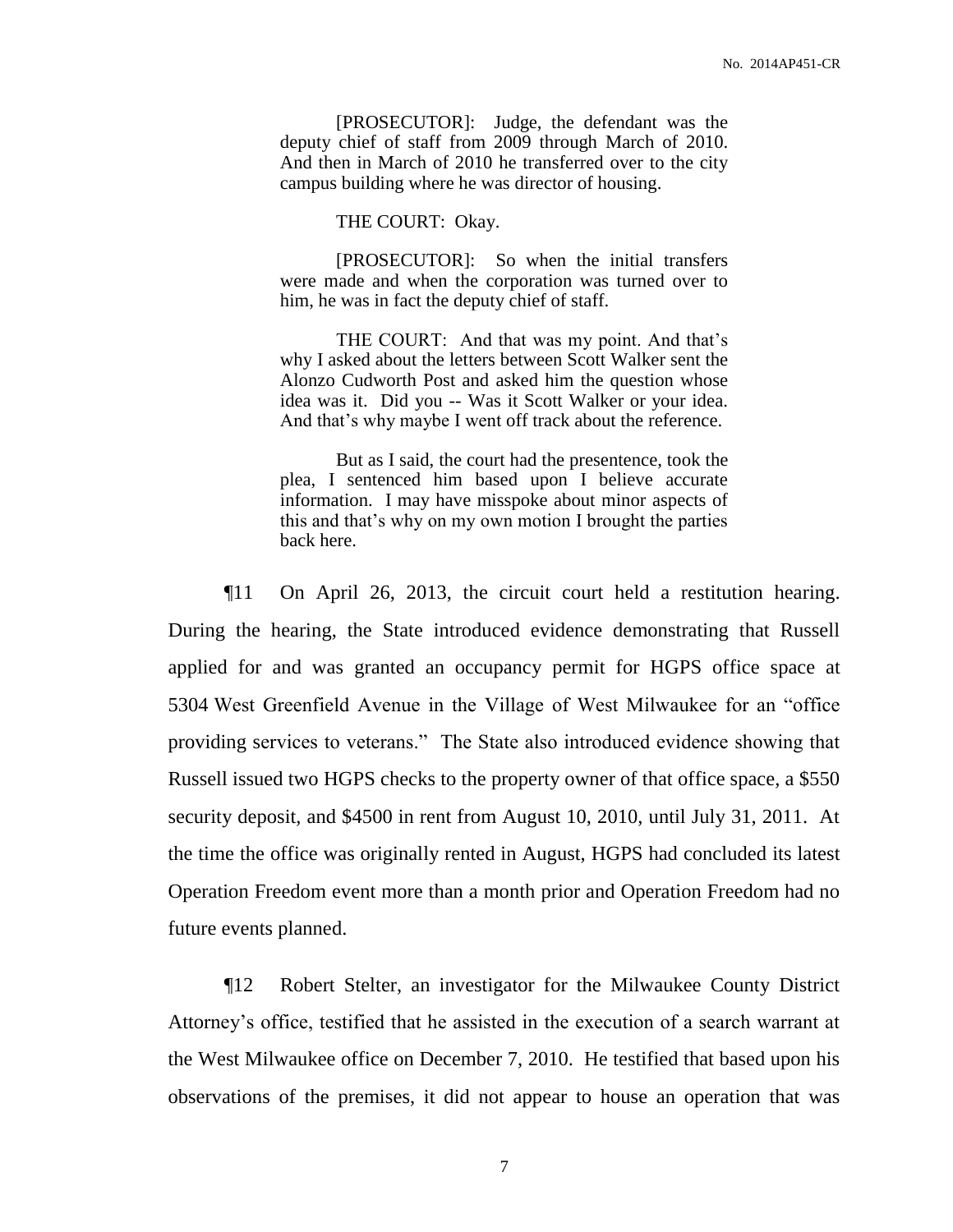> [PROSECUTOR]: Judge, the defendant was the deputy chief of staff from 2009 through March of 2010. And then in March of 2010 he transferred over to the city campus building where he was director of housing.
>
> THE COURT: Okay.
>
> [PROSECUTOR]: So when the initial transfers were made and when the corporation was turned over to him, he was in fact the deputy chief of staff.
>
> THE COURT: And that was my point. And that's why I asked about the letters between Scott Walker sent the Alonzo Cudworth Post and asked him the question whose idea was it. Did you -- Was it Scott Walker or your idea. And that's why maybe I went off track about the reference.
>
> But as I said, the court had the presentence, took the plea, I sentenced him based upon I believe accurate information. I may have misspoke about minor aspects of this and that's why on my own motion I brought the parties back here.

¶11 On April 26, 2013, the circuit court held a restitution hearing. During the hearing, the State introduced evidence demonstrating that Russell applied for and was granted an occupancy permit for HGPS office space at 5304 West Greenfield Avenue in the Village of West Milwaukee for an "office providing services to veterans." The State also introduced evidence showing that Russell issued two HGPS checks to the property owner of that office space, a $550 security deposit, and $4500 in rent from August 10, 2010, until July 31, 2011. At the time the office was originally rented in August, HGPS had concluded its latest Operation Freedom event more than a month prior and Operation Freedom had no future events planned.

¶12 Robert Stelter, an investigator for the Milwaukee County District Attorney's office, testified that he assisted in the execution of a search warrant at the West Milwaukee office on December 7, 2010. He testified that based upon his observations of the premises, it did not appear to house an operation that was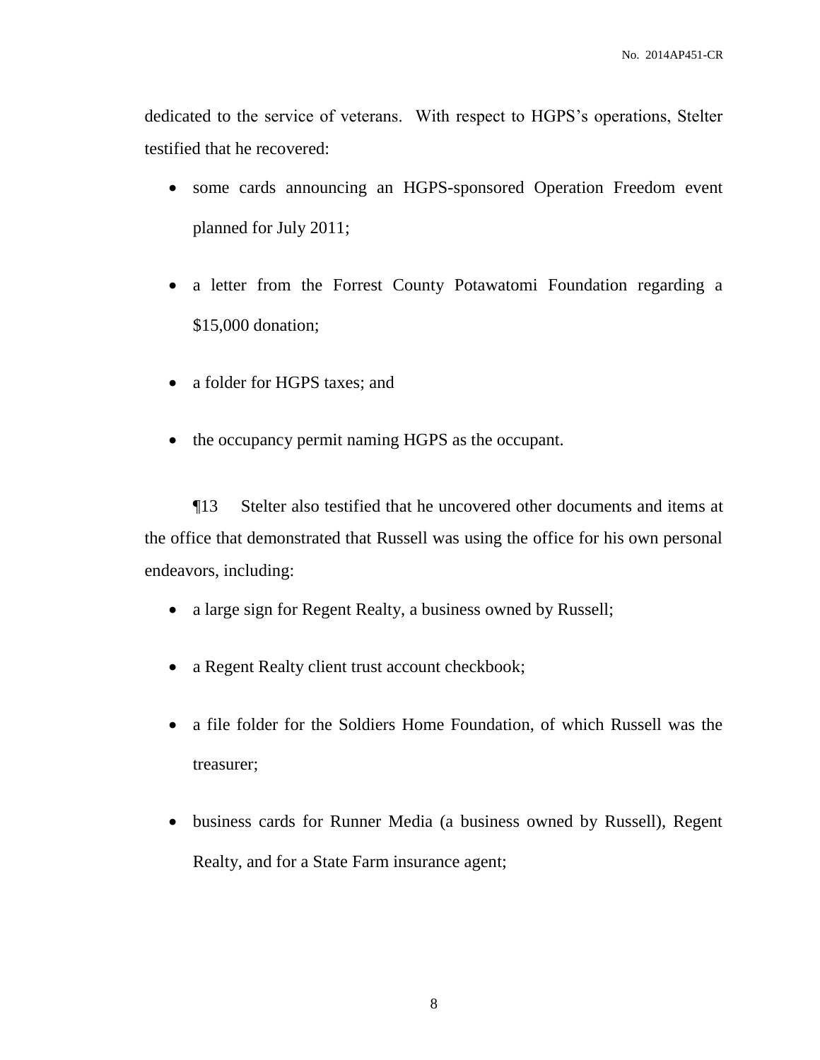dedicated to the service of veterans. With respect to HGPS's operations, Stelter testified that he recovered:

- some cards announcing an HGPS-sponsored Operation Freedom event planned for July 2011;
- a letter from the Forrest County Potawatomi Foundation regarding a $15,000 donation;
- a folder for HGPS taxes; and
- the occupancy permit naming HGPS as the occupant.

¶13 Stelter also testified that he uncovered other documents and items at the office that demonstrated that Russell was using the office for his own personal endeavors, including:

- a large sign for Regent Realty, a business owned by Russell;
- a Regent Realty client trust account checkbook;
- a file folder for the Soldiers Home Foundation, of which Russell was the treasurer;
- business cards for Runner Media (a business owned by Russell), Regent Realty, and for a State Farm insurance agent;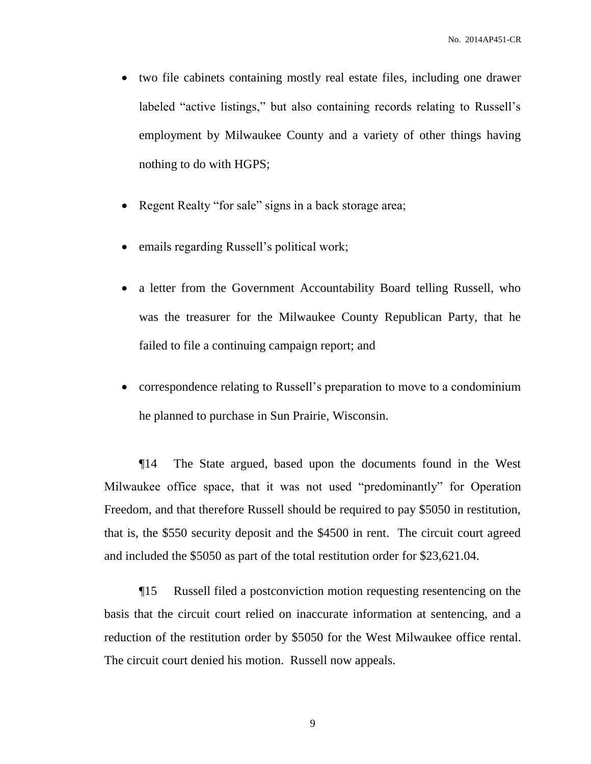- two file cabinets containing mostly real estate files, including one drawer labeled "active listings," but also containing records relating to Russell's employment by Milwaukee County and a variety of other things having nothing to do with HGPS;
- Regent Realty "for sale" signs in a back storage area;
- emails regarding Russell's political work;
- a letter from the Government Accountability Board telling Russell, who was the treasurer for the Milwaukee County Republican Party, that he failed to file a continuing campaign report; and
- correspondence relating to Russell's preparation to move to a condominium he planned to purchase in Sun Prairie, Wisconsin.

¶14 The State argued, based upon the documents found in the West Milwaukee office space, that it was not used "predominantly" for Operation Freedom, and that therefore Russell should be required to pay $5050 in restitution, that is, the $550 security deposit and the $4500 in rent. The circuit court agreed and included the $5050 as part of the total restitution order for $23,621.04.

¶15 Russell filed a postconviction motion requesting resentencing on the basis that the circuit court relied on inaccurate information at sentencing, and a reduction of the restitution order by $5050 for the West Milwaukee office rental. The circuit court denied his motion. Russell now appeals.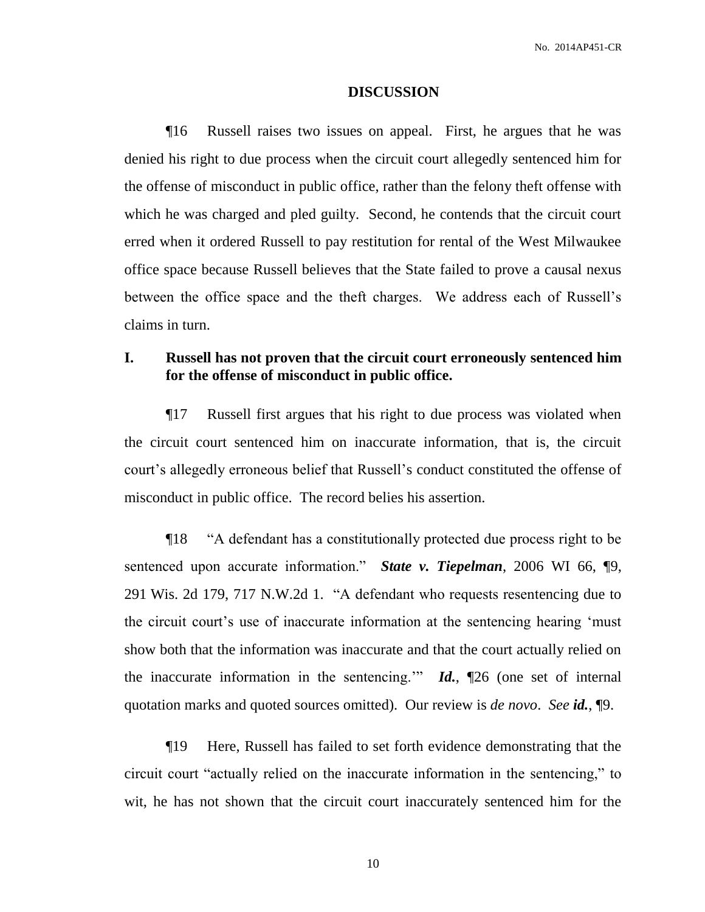## DISCUSSION

¶16 Russell raises two issues on appeal. First, he argues that he was denied his right to due process when the circuit court allegedly sentenced him for the offense of misconduct in public office, rather than the felony theft offense with which he was charged and pled guilty. Second, he contends that the circuit court erred when it ordered Russell to pay restitution for rental of the West Milwaukee office space because Russell believes that the State failed to prove a causal nexus between the office space and the theft charges. We address each of Russell's claims in turn.

### I. Russell has not proven that the circuit court erroneously sentenced him for the offense of misconduct in public office.

¶17 Russell first argues that his right to due process was violated when the circuit court sentenced him on inaccurate information, that is, the circuit court's allegedly erroneous belief that Russell's conduct constituted the offense of misconduct in public office. The record belies his assertion.

¶18 "A defendant has a constitutionally protected due process right to be sentenced upon accurate information." ***State v. Tiepelman***, 2006 WI 66, ¶9, 291 Wis. 2d 179, 717 N.W.2d 1. "A defendant who requests resentencing due to the circuit court's use of inaccurate information at the sentencing hearing 'must show both that the information was inaccurate and that the court actually relied on the inaccurate information in the sentencing.'" ***Id.***, ¶26 (one set of internal quotation marks and quoted sources omitted). Our review is *de novo*. *See* ***id.***, ¶9.

¶19 Here, Russell has failed to set forth evidence demonstrating that the circuit court "actually relied on the inaccurate information in the sentencing," to wit, he has not shown that the circuit court inaccurately sentenced him for the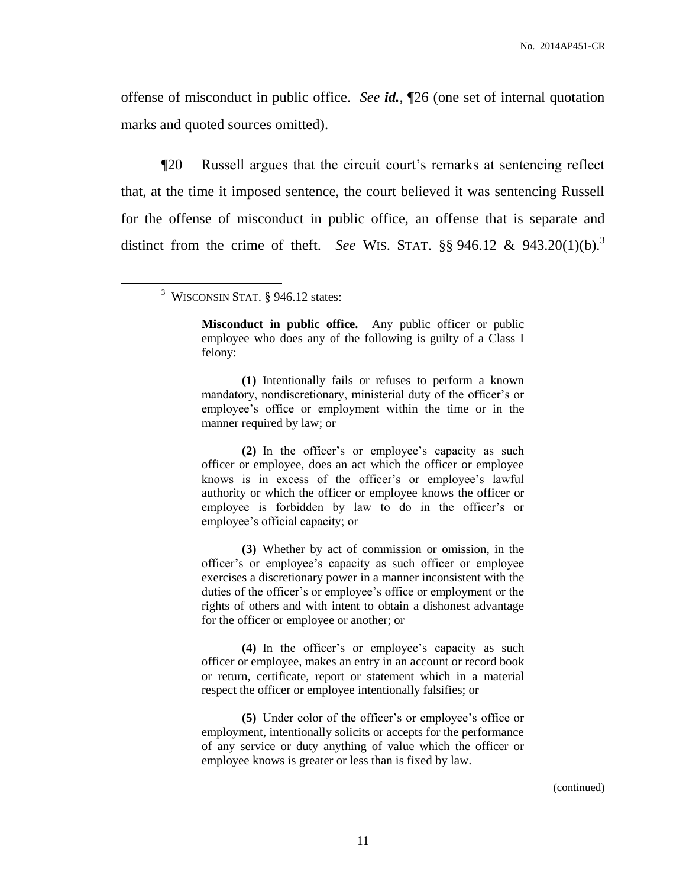offense of misconduct in public office. *See* ***id.***, ¶26 (one set of internal quotation marks and quoted sources omitted).

¶20 Russell argues that the circuit court's remarks at sentencing reflect that, at the time it imposed sentence, the court believed it was sentencing Russell for the offense of misconduct in public office, an offense that is separate and distinct from the crime of theft. *See* WIS. STAT. §§ 946.12 & 943.20(1)(b).[3]

---

[3] WISCONSIN STAT. § 946.12 states:

> **Misconduct in public office.** Any public officer or public employee who does any of the following is guilty of a Class I felony:
>
> **(1)** Intentionally fails or refuses to perform a known mandatory, nondiscretionary, ministerial duty of the officer's or employee's office or employment within the time or in the manner required by law; or
>
> **(2)** In the officer's or employee's capacity as such officer or employee, does an act which the officer or employee knows is in excess of the officer's or employee's lawful authority or which the officer or employee knows the officer or employee is forbidden by law to do in the officer's or employee's official capacity; or
>
> **(3)** Whether by act of commission or omission, in the officer's or employee's capacity as such officer or employee exercises a discretionary power in a manner inconsistent with the duties of the officer's or employee's office or employment or the rights of others and with intent to obtain a dishonest advantage for the officer or employee or another; or
>
> **(4)** In the officer's or employee's capacity as such officer or employee, makes an entry in an account or record book or return, certificate, report or statement which in a material respect the officer or employee intentionally falsifies; or
>
> **(5)** Under color of the officer's or employee's office or employment, intentionally solicits or accepts for the performance of any service or duty anything of value which the officer or employee knows is greater or less than is fixed by law.

(continued)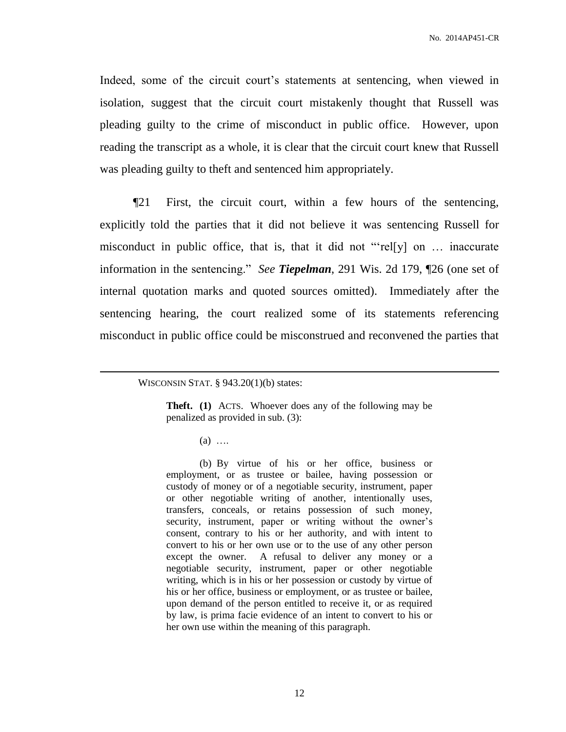Indeed, some of the circuit court's statements at sentencing, when viewed in isolation, suggest that the circuit court mistakenly thought that Russell was pleading guilty to the crime of misconduct in public office. However, upon reading the transcript as a whole, it is clear that the circuit court knew that Russell was pleading guilty to theft and sentenced him appropriately.

¶21 First, the circuit court, within a few hours of the sentencing, explicitly told the parties that it did not believe it was sentencing Russell for misconduct in public office, that is, that it did not "'rel[y] on … inaccurate information in the sentencing." *See* ***Tiepelman***, 291 Wis. 2d 179, ¶26 (one set of internal quotation marks and quoted sources omitted). Immediately after the sentencing hearing, the court realized some of its statements referencing misconduct in public office could be misconstrued and reconvened the parties that

---

WISCONSIN STAT. § 943.20(1)(b) states:

> **Theft. (1)** ACTS. Whoever does any of the following may be penalized as provided in sub. (3):
>
> (a) ….
>
> (b) By virtue of his or her office, business or employment, or as trustee or bailee, having possession or custody of money or of a negotiable security, instrument, paper or other negotiable writing of another, intentionally uses, transfers, conceals, or retains possession of such money, security, instrument, paper or writing without the owner's consent, contrary to his or her authority, and with intent to convert to his or her own use or to the use of any other person except the owner. A refusal to deliver any money or a negotiable security, instrument, paper or other negotiable writing, which is in his or her possession or custody by virtue of his or her office, business or employment, or as trustee or bailee, upon demand of the person entitled to receive it, or as required by law, is prima facie evidence of an intent to convert to his or her own use within the meaning of this paragraph.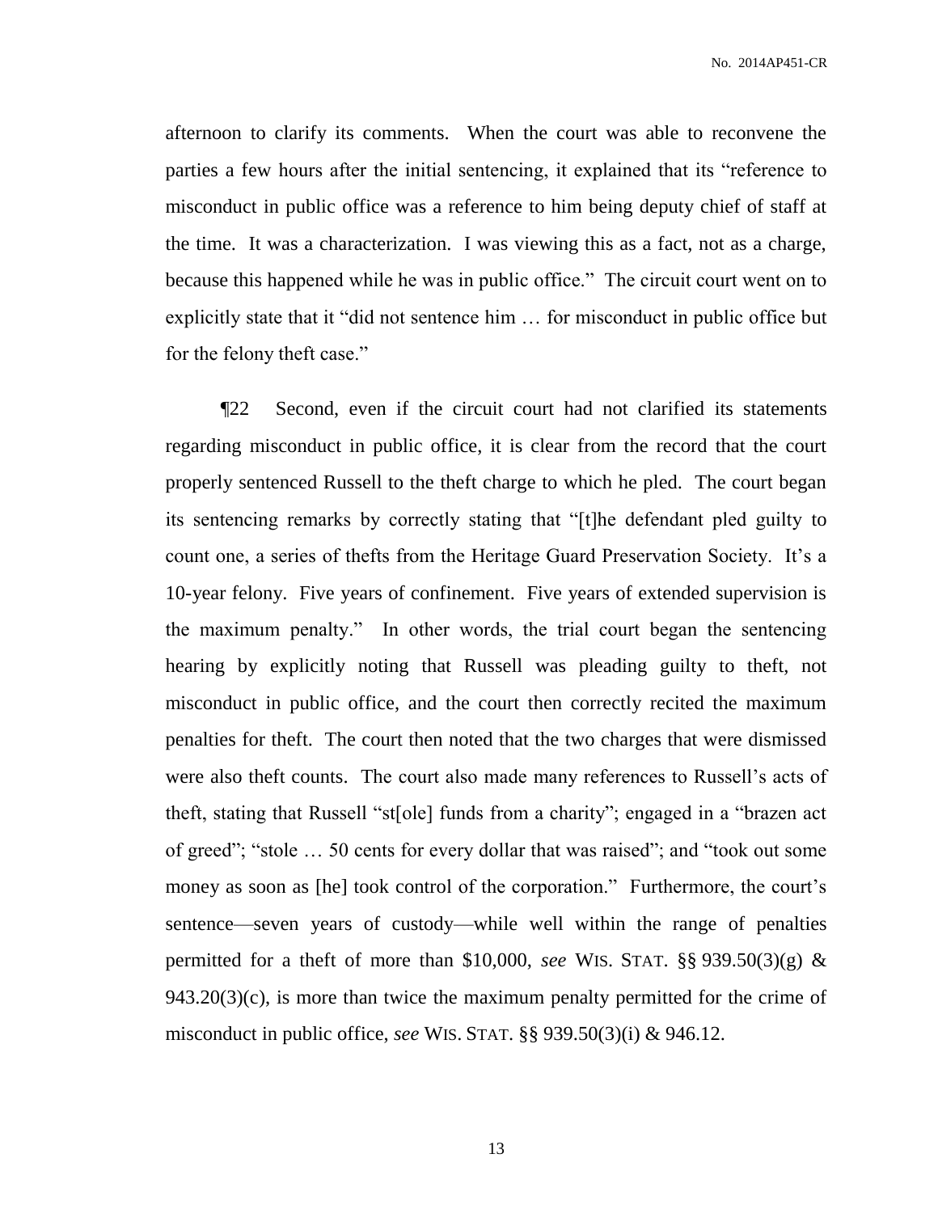afternoon to clarify its comments. When the court was able to reconvene the parties a few hours after the initial sentencing, it explained that its "reference to misconduct in public office was a reference to him being deputy chief of staff at the time. It was a characterization. I was viewing this as a fact, not as a charge, because this happened while he was in public office." The circuit court went on to explicitly state that it "did not sentence him … for misconduct in public office but for the felony theft case."

¶22 Second, even if the circuit court had not clarified its statements regarding misconduct in public office, it is clear from the record that the court properly sentenced Russell to the theft charge to which he pled. The court began its sentencing remarks by correctly stating that "[t]he defendant pled guilty to count one, a series of thefts from the Heritage Guard Preservation Society. It's a 10-year felony. Five years of confinement. Five years of extended supervision is the maximum penalty." In other words, the trial court began the sentencing hearing by explicitly noting that Russell was pleading guilty to theft, not misconduct in public office, and the court then correctly recited the maximum penalties for theft. The court then noted that the two charges that were dismissed were also theft counts. The court also made many references to Russell's acts of theft, stating that Russell "st[ole] funds from a charity"; engaged in a "brazen act of greed"; "stole … 50 cents for every dollar that was raised"; and "took out some money as soon as [he] took control of the corporation." Furthermore, the court's sentence—seven years of custody—while well within the range of penalties permitted for a theft of more than $10,000, *see* WIS. STAT. §§ 939.50(3)(g) & 943.20(3)(c), is more than twice the maximum penalty permitted for the crime of misconduct in public office, *see* WIS. STAT. §§ 939.50(3)(i) & 946.12.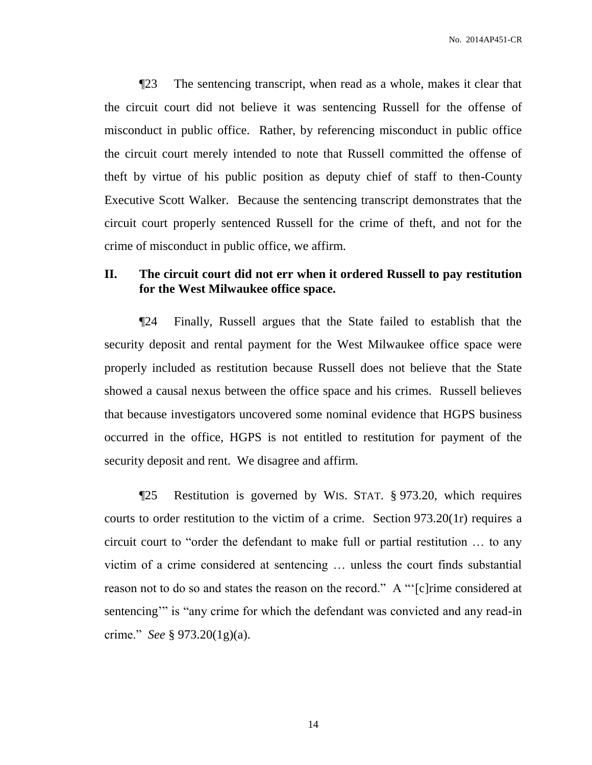¶23 The sentencing transcript, when read as a whole, makes it clear that the circuit court did not believe it was sentencing Russell for the offense of misconduct in public office. Rather, by referencing misconduct in public office the circuit court merely intended to note that Russell committed the offense of theft by virtue of his public position as deputy chief of staff to then-County Executive Scott Walker. Because the sentencing transcript demonstrates that the circuit court properly sentenced Russell for the crime of theft, and not for the crime of misconduct in public office, we affirm.

## II. The circuit court did not err when it ordered Russell to pay restitution for the West Milwaukee office space.

¶24 Finally, Russell argues that the State failed to establish that the security deposit and rental payment for the West Milwaukee office space were properly included as restitution because Russell does not believe that the State showed a causal nexus between the office space and his crimes. Russell believes that because investigators uncovered some nominal evidence that HGPS business occurred in the office, HGPS is not entitled to restitution for payment of the security deposit and rent. We disagree and affirm.

¶25 Restitution is governed by WIS. STAT. § 973.20, which requires courts to order restitution to the victim of a crime. Section 973.20(1r) requires a circuit court to "order the defendant to make full or partial restitution … to any victim of a crime considered at sentencing … unless the court finds substantial reason not to do so and states the reason on the record." A "'[c]rime considered at sentencing'" is "any crime for which the defendant was convicted and any read-in crime." *See* § 973.20(1g)(a).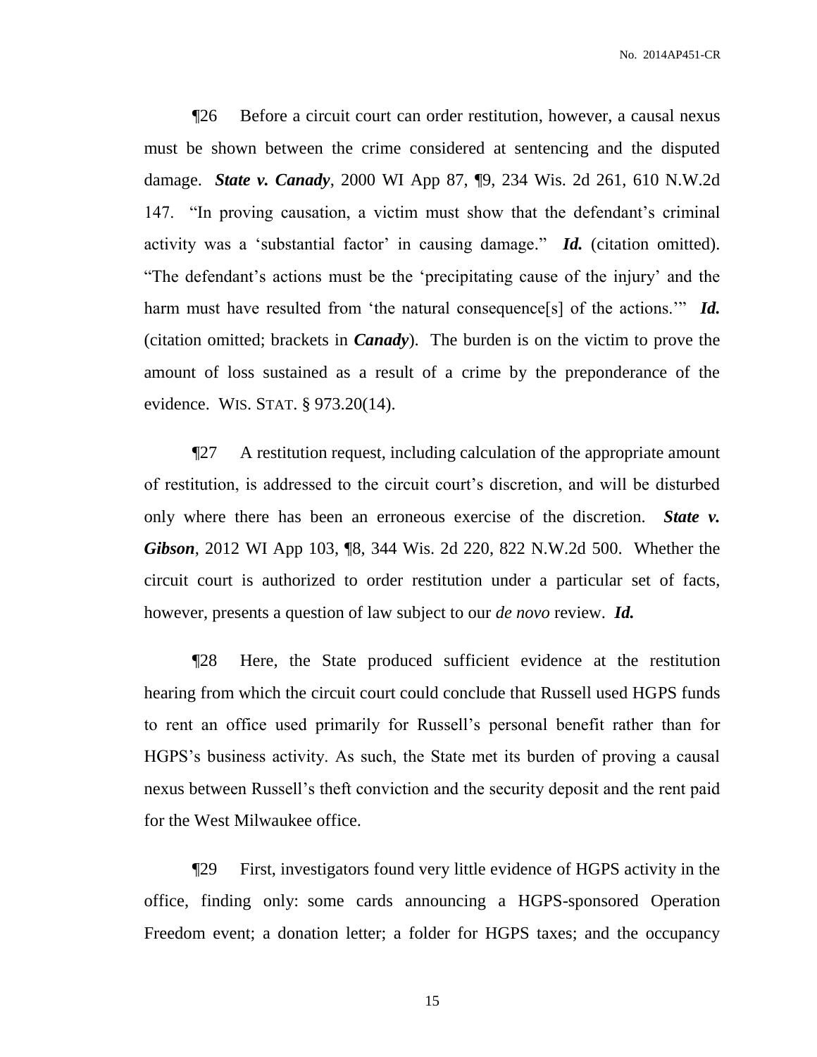¶26 Before a circuit court can order restitution, however, a causal nexus must be shown between the crime considered at sentencing and the disputed damage. ***State v. Canady***, 2000 WI App 87, ¶9, 234 Wis. 2d 261, 610 N.W.2d 147. "In proving causation, a victim must show that the defendant's criminal activity was a 'substantial factor' in causing damage." ***Id.*** (citation omitted). "The defendant's actions must be the 'precipitating cause of the injury' and the harm must have resulted from 'the natural consequence[s] of the actions.'" ***Id.*** (citation omitted; brackets in ***Canady***). The burden is on the victim to prove the amount of loss sustained as a result of a crime by the preponderance of the evidence. WIS. STAT. § 973.20(14).

¶27 A restitution request, including calculation of the appropriate amount of restitution, is addressed to the circuit court's discretion, and will be disturbed only where there has been an erroneous exercise of the discretion. ***State v. Gibson***, 2012 WI App 103, ¶8, 344 Wis. 2d 220, 822 N.W.2d 500. Whether the circuit court is authorized to order restitution under a particular set of facts, however, presents a question of law subject to our *de novo* review. ***Id.***

¶28 Here, the State produced sufficient evidence at the restitution hearing from which the circuit court could conclude that Russell used HGPS funds to rent an office used primarily for Russell's personal benefit rather than for HGPS's business activity. As such, the State met its burden of proving a causal nexus between Russell's theft conviction and the security deposit and the rent paid for the West Milwaukee office.

¶29 First, investigators found very little evidence of HGPS activity in the office, finding only: some cards announcing a HGPS-sponsored Operation Freedom event; a donation letter; a folder for HGPS taxes; and the occupancy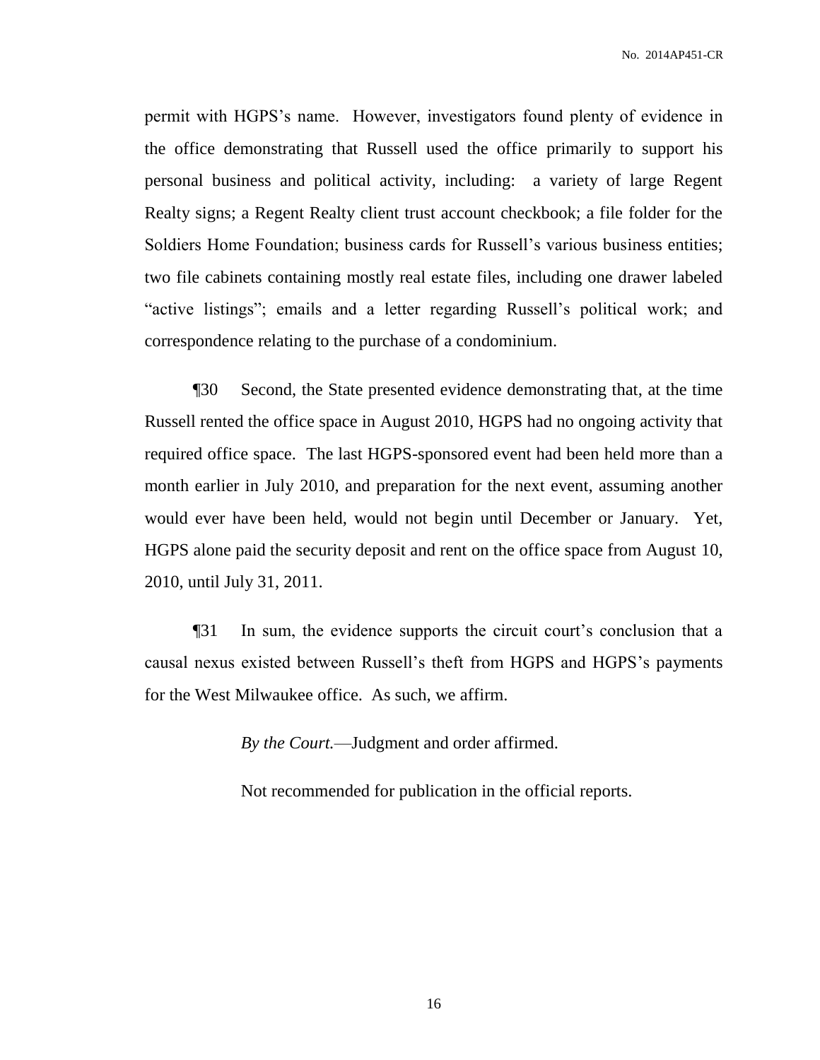permit with HGPS's name. However, investigators found plenty of evidence in the office demonstrating that Russell used the office primarily to support his personal business and political activity, including: a variety of large Regent Realty signs; a Regent Realty client trust account checkbook; a file folder for the Soldiers Home Foundation; business cards for Russell's various business entities; two file cabinets containing mostly real estate files, including one drawer labeled "active listings"; emails and a letter regarding Russell's political work; and correspondence relating to the purchase of a condominium.

¶30 Second, the State presented evidence demonstrating that, at the time Russell rented the office space in August 2010, HGPS had no ongoing activity that required office space. The last HGPS-sponsored event had been held more than a month earlier in July 2010, and preparation for the next event, assuming another would ever have been held, would not begin until December or January. Yet, HGPS alone paid the security deposit and rent on the office space from August 10, 2010, until July 31, 2011.

¶31 In sum, the evidence supports the circuit court's conclusion that a causal nexus existed between Russell's theft from HGPS and HGPS's payments for the West Milwaukee office. As such, we affirm.

*By the Court.*—Judgment and order affirmed.

Not recommended for publication in the official reports.